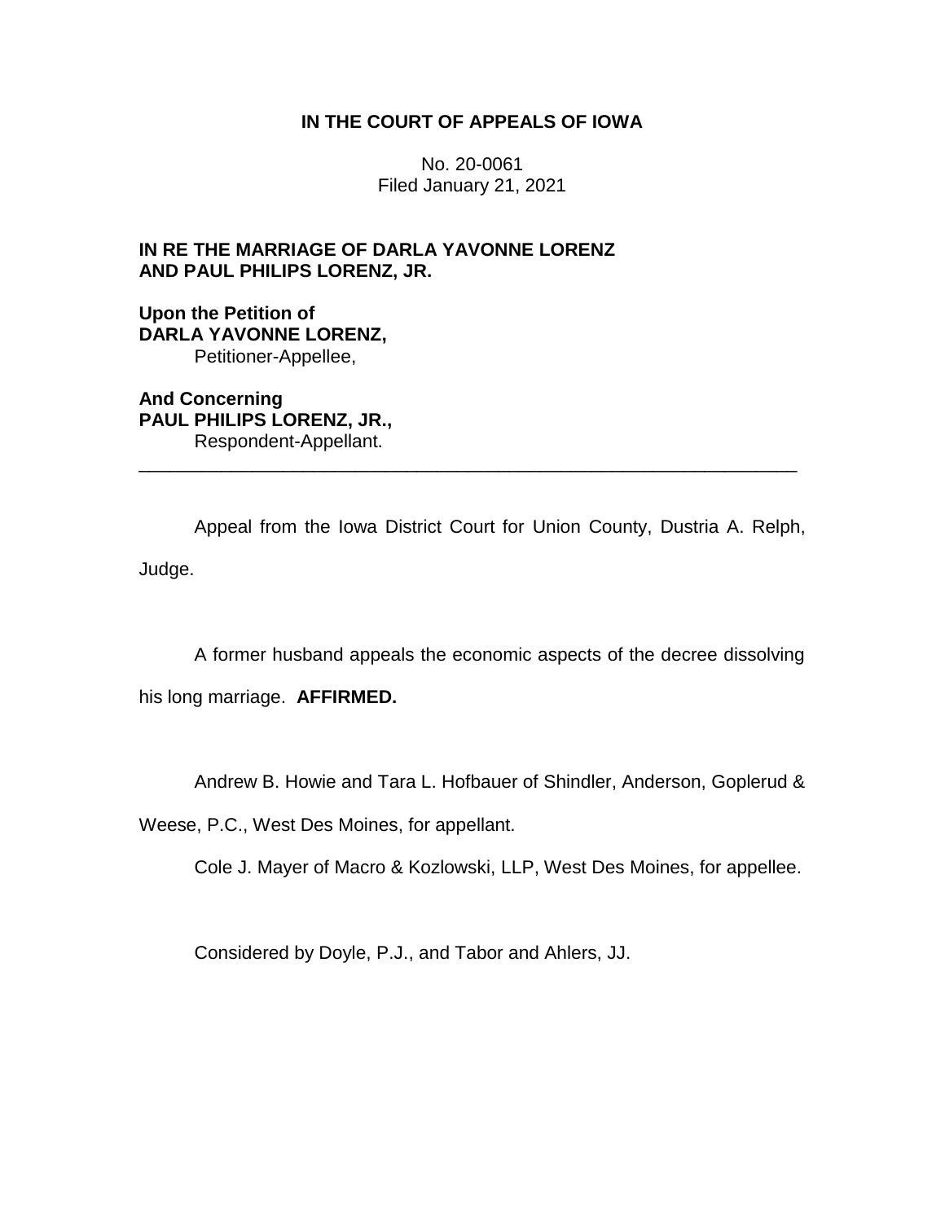**IN THE COURT OF APPEALS OF IOWA**

No. 20-0061
Filed January 21, 2021

**IN RE THE MARRIAGE OF DARLA YAVONNE LORENZ AND PAUL PHILIPS LORENZ, JR.**

**Upon the Petition of**
**DARLA YAVONNE LORENZ,**
Petitioner-Appellee,

**And Concerning**
**PAUL PHILIPS LORENZ, JR.,**
Respondent-Appellant.

---

Appeal from the Iowa District Court for Union County, Dustria A. Relph, Judge.

A former husband appeals the economic aspects of the decree dissolving his long marriage. **AFFIRMED.**

Andrew B. Howie and Tara L. Hofbauer of Shindler, Anderson, Goplerud & Weese, P.C., West Des Moines, for appellant.

Cole J. Mayer of Macro & Kozlowski, LLP, West Des Moines, for appellee.

Considered by Doyle, P.J., and Tabor and Ahlers, JJ.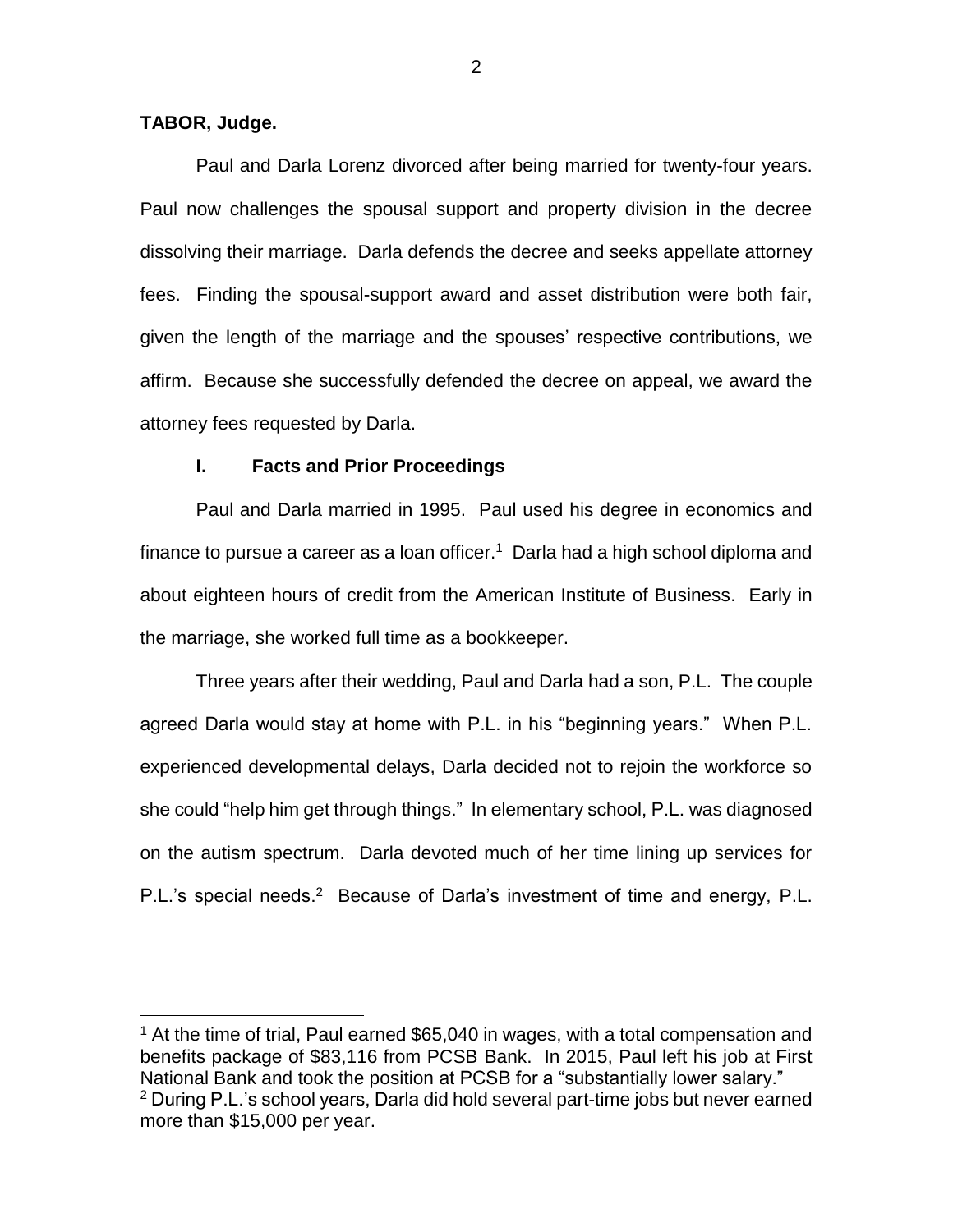**TABOR, Judge.**

Paul and Darla Lorenz divorced after being married for twenty-four years. Paul now challenges the spousal support and property division in the decree dissolving their marriage. Darla defends the decree and seeks appellate attorney fees. Finding the spousal-support award and asset distribution were both fair, given the length of the marriage and the spouses' respective contributions, we affirm. Because she successfully defended the decree on appeal, we award the attorney fees requested by Darla.

## I. Facts and Prior Proceedings

Paul and Darla married in 1995. Paul used his degree in economics and finance to pursue a career as a loan officer.[1] Darla had a high school diploma and about eighteen hours of credit from the American Institute of Business. Early in the marriage, she worked full time as a bookkeeper.

Three years after their wedding, Paul and Darla had a son, P.L. The couple agreed Darla would stay at home with P.L. in his "beginning years." When P.L. experienced developmental delays, Darla decided not to rejoin the workforce so she could "help him get through things." In elementary school, P.L. was diagnosed on the autism spectrum. Darla devoted much of her time lining up services for P.L.'s special needs.[2] Because of Darla's investment of time and energy, P.L.

---

[1] At the time of trial, Paul earned $65,040 in wages, with a total compensation and benefits package of $83,116 from PCSB Bank. In 2015, Paul left his job at First National Bank and took the position at PCSB for a "substantially lower salary."

[2] During P.L.'s school years, Darla did hold several part-time jobs but never earned more than $15,000 per year.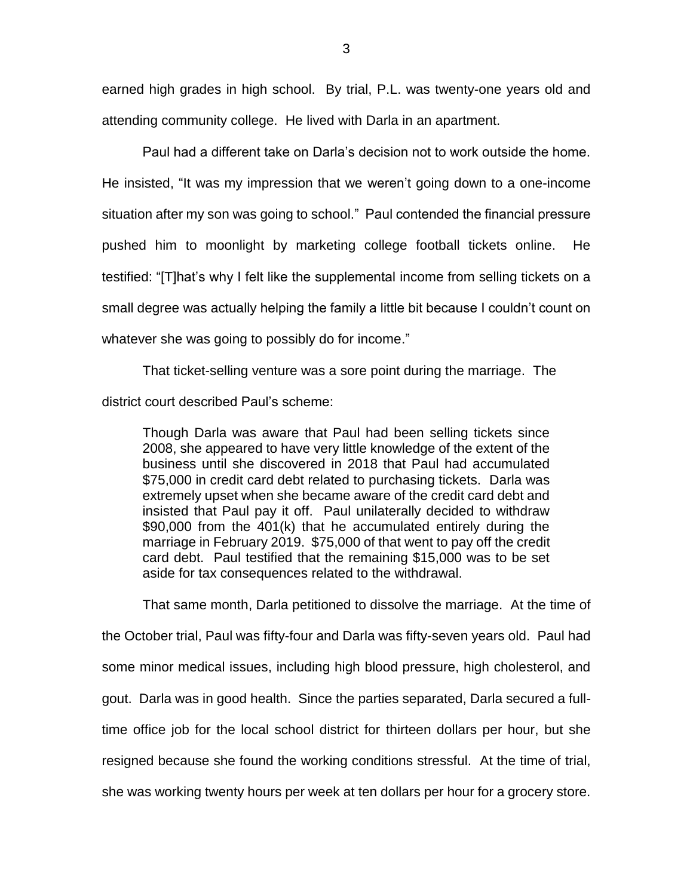earned high grades in high school. By trial, P.L. was twenty-one years old and attending community college. He lived with Darla in an apartment.

Paul had a different take on Darla's decision not to work outside the home. He insisted, "It was my impression that we weren't going down to a one-income situation after my son was going to school." Paul contended the financial pressure pushed him to moonlight by marketing college football tickets online. He testified: "[T]hat's why I felt like the supplemental income from selling tickets on a small degree was actually helping the family a little bit because I couldn't count on whatever she was going to possibly do for income."

That ticket-selling venture was a sore point during the marriage. The district court described Paul's scheme:

> Though Darla was aware that Paul had been selling tickets since 2008, she appeared to have very little knowledge of the extent of the business until she discovered in 2018 that Paul had accumulated $75,000 in credit card debt related to purchasing tickets. Darla was extremely upset when she became aware of the credit card debt and insisted that Paul pay it off. Paul unilaterally decided to withdraw $90,000 from the 401(k) that he accumulated entirely during the marriage in February 2019. $75,000 of that went to pay off the credit card debt. Paul testified that the remaining $15,000 was to be set aside for tax consequences related to the withdrawal.

That same month, Darla petitioned to dissolve the marriage. At the time of the October trial, Paul was fifty-four and Darla was fifty-seven years old. Paul had some minor medical issues, including high blood pressure, high cholesterol, and gout. Darla was in good health. Since the parties separated, Darla secured a full-time office job for the local school district for thirteen dollars per hour, but she resigned because she found the working conditions stressful. At the time of trial, she was working twenty hours per week at ten dollars per hour for a grocery store.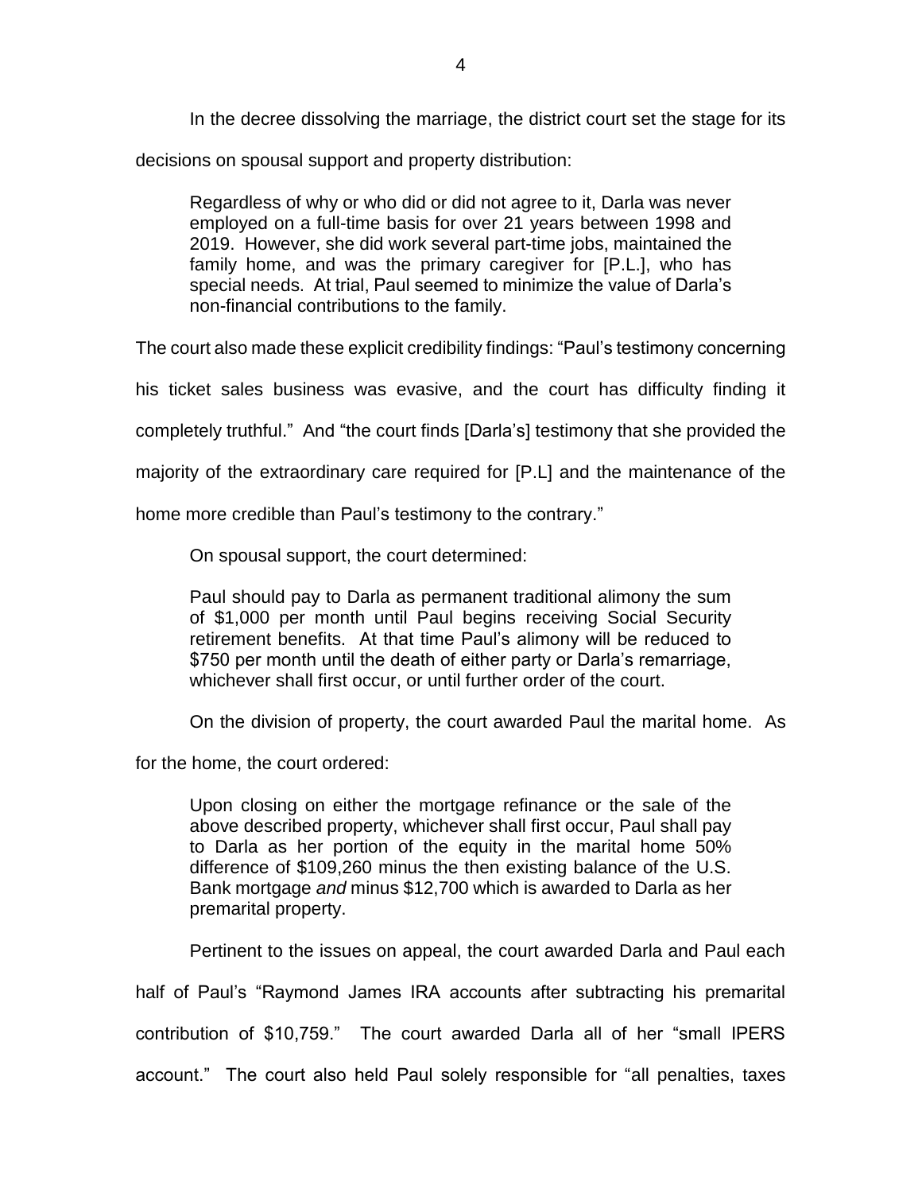In the decree dissolving the marriage, the district court set the stage for its decisions on spousal support and property distribution:

> Regardless of why or who did or did not agree to it, Darla was never employed on a full-time basis for over 21 years between 1998 and 2019. However, she did work several part-time jobs, maintained the family home, and was the primary caregiver for [P.L.], who has special needs. At trial, Paul seemed to minimize the value of Darla's non-financial contributions to the family.

The court also made these explicit credibility findings: "Paul's testimony concerning his ticket sales business was evasive, and the court has difficulty finding it completely truthful." And "the court finds [Darla's] testimony that she provided the majority of the extraordinary care required for [P.L] and the maintenance of the home more credible than Paul's testimony to the contrary."

On spousal support, the court determined:

> Paul should pay to Darla as permanent traditional alimony the sum of $1,000 per month until Paul begins receiving Social Security retirement benefits. At that time Paul's alimony will be reduced to $750 per month until the death of either party or Darla's remarriage, whichever shall first occur, or until further order of the court.

On the division of property, the court awarded Paul the marital home. As for the home, the court ordered:

> Upon closing on either the mortgage refinance or the sale of the above described property, whichever shall first occur, Paul shall pay to Darla as her portion of the equity in the marital home 50% difference of $109,260 minus the then existing balance of the U.S. Bank mortgage *and* minus $12,700 which is awarded to Darla as her premarital property.

Pertinent to the issues on appeal, the court awarded Darla and Paul each half of Paul's "Raymond James IRA accounts after subtracting his premarital contribution of $10,759." The court awarded Darla all of her "small IPERS account." The court also held Paul solely responsible for "all penalties, taxes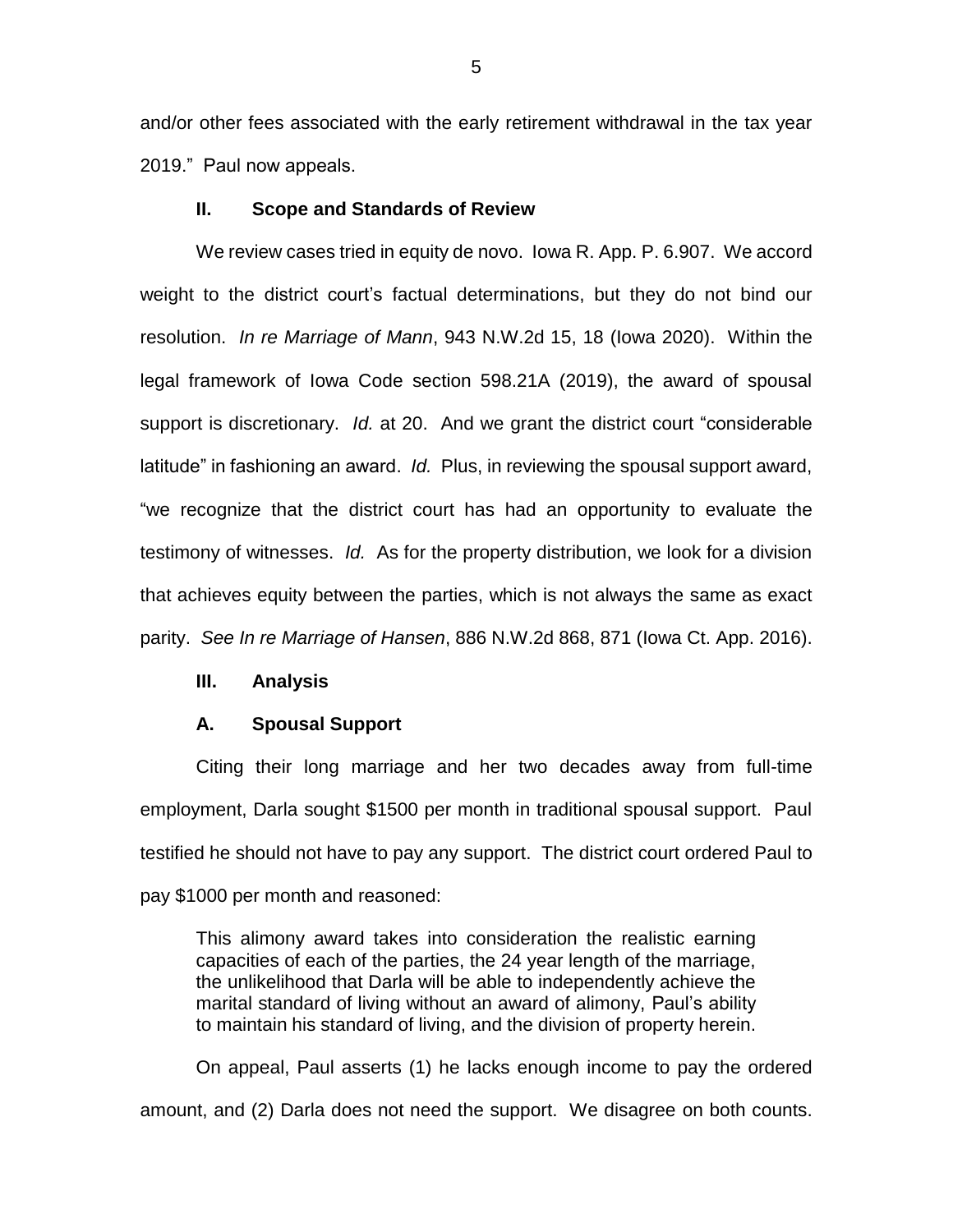and/or other fees associated with the early retirement withdrawal in the tax year 2019." Paul now appeals.

## II. Scope and Standards of Review

We review cases tried in equity de novo. Iowa R. App. P. 6.907. We accord weight to the district court's factual determinations, but they do not bind our resolution. *In re Marriage of Mann*, 943 N.W.2d 15, 18 (Iowa 2020). Within the legal framework of Iowa Code section 598.21A (2019), the award of spousal support is discretionary. *Id.* at 20. And we grant the district court "considerable latitude" in fashioning an award. *Id.* Plus, in reviewing the spousal support award, "we recognize that the district court has had an opportunity to evaluate the testimony of witnesses. *Id.* As for the property distribution, we look for a division that achieves equity between the parties, which is not always the same as exact parity. *See In re Marriage of Hansen*, 886 N.W.2d 868, 871 (Iowa Ct. App. 2016).

## III. Analysis

### A. Spousal Support

Citing their long marriage and her two decades away from full-time employment, Darla sought $1500 per month in traditional spousal support. Paul testified he should not have to pay any support. The district court ordered Paul to pay $1000 per month and reasoned:

> This alimony award takes into consideration the realistic earning capacities of each of the parties, the 24 year length of the marriage, the unlikelihood that Darla will be able to independently achieve the marital standard of living without an award of alimony, Paul's ability to maintain his standard of living, and the division of property herein.

On appeal, Paul asserts (1) he lacks enough income to pay the ordered amount, and (2) Darla does not need the support. We disagree on both counts.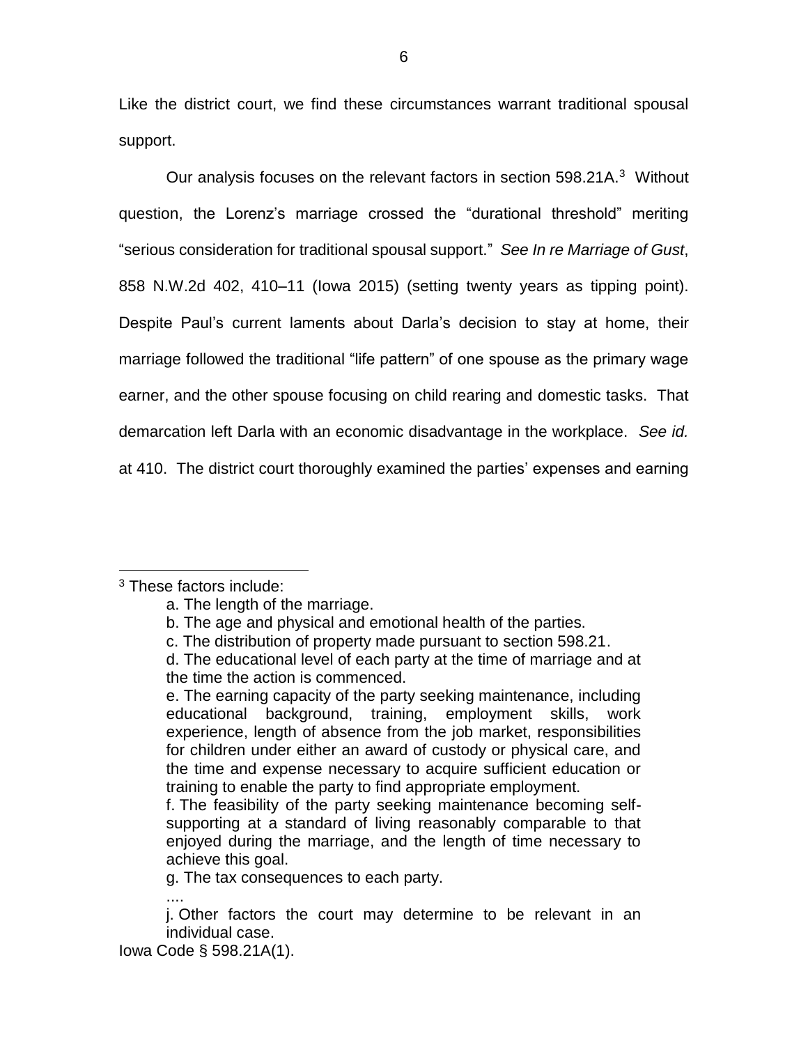Like the district court, we find these circumstances warrant traditional spousal support.

Our analysis focuses on the relevant factors in section 598.21A.[3] Without question, the Lorenz's marriage crossed the "durational threshold" meriting "serious consideration for traditional spousal support." *See In re Marriage of Gust*, 858 N.W.2d 402, 410–11 (Iowa 2015) (setting twenty years as tipping point). Despite Paul's current laments about Darla's decision to stay at home, their marriage followed the traditional "life pattern" of one spouse as the primary wage earner, and the other spouse focusing on child rearing and domestic tasks. That demarcation left Darla with an economic disadvantage in the workplace. *See id.* at 410. The district court thoroughly examined the parties' expenses and earning

---

[3] These factors include:

> a. The length of the marriage.
>
> b. The age and physical and emotional health of the parties.
>
> c. The distribution of property made pursuant to section 598.21.
>
> d. The educational level of each party at the time of marriage and at the time the action is commenced.
>
> e. The earning capacity of the party seeking maintenance, including educational background, training, employment skills, work experience, length of absence from the job market, responsibilities for children under either an award of custody or physical care, and the time and expense necessary to acquire sufficient education or training to enable the party to find appropriate employment.
>
> f. The feasibility of the party seeking maintenance becoming self-supporting at a standard of living reasonably comparable to that enjoyed during the marriage, and the length of time necessary to achieve this goal.
>
> g. The tax consequences to each party.
>
> ....
>
> j. Other factors the court may determine to be relevant in an individual case.

Iowa Code § 598.21A(1).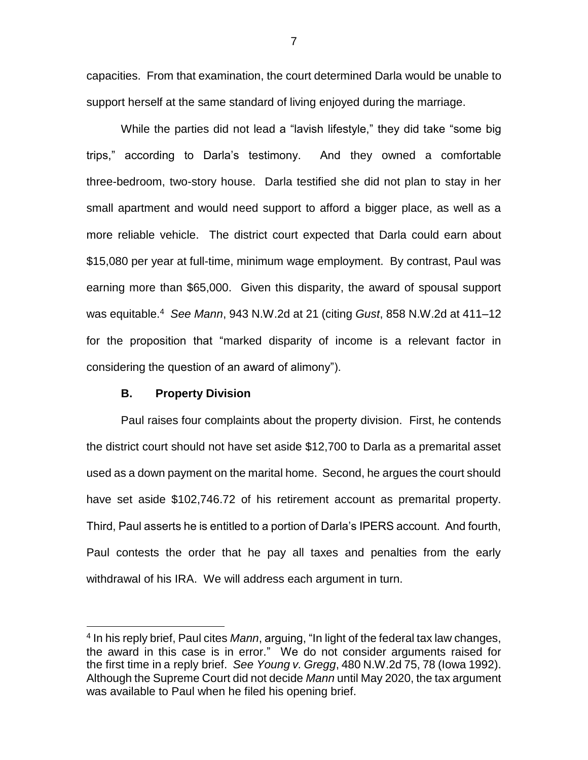capacities. From that examination, the court determined Darla would be unable to support herself at the same standard of living enjoyed during the marriage.

While the parties did not lead a "lavish lifestyle," they did take "some big trips," according to Darla's testimony. And they owned a comfortable three-bedroom, two-story house. Darla testified she did not plan to stay in her small apartment and would need support to afford a bigger place, as well as a more reliable vehicle. The district court expected that Darla could earn about $15,080 per year at full-time, minimum wage employment. By contrast, Paul was earning more than $65,000. Given this disparity, the award of spousal support was equitable.[4] *See Mann*, 943 N.W.2d at 21 (citing *Gust*, 858 N.W.2d at 411–12 for the proposition that "marked disparity of income is a relevant factor in considering the question of an award of alimony").

### B. Property Division

Paul raises four complaints about the property division. First, he contends the district court should not have set aside $12,700 to Darla as a premarital asset used as a down payment on the marital home. Second, he argues the court should have set aside $102,746.72 of his retirement account as premarital property. Third, Paul asserts he is entitled to a portion of Darla's IPERS account. And fourth, Paul contests the order that he pay all taxes and penalties from the early withdrawal of his IRA. We will address each argument in turn.

---

[4] In his reply brief, Paul cites *Mann*, arguing, "In light of the federal tax law changes, the award in this case is in error." We do not consider arguments raised for the first time in a reply brief. *See Young v. Gregg*, 480 N.W.2d 75, 78 (Iowa 1992). Although the Supreme Court did not decide *Mann* until May 2020, the tax argument was available to Paul when he filed his opening brief.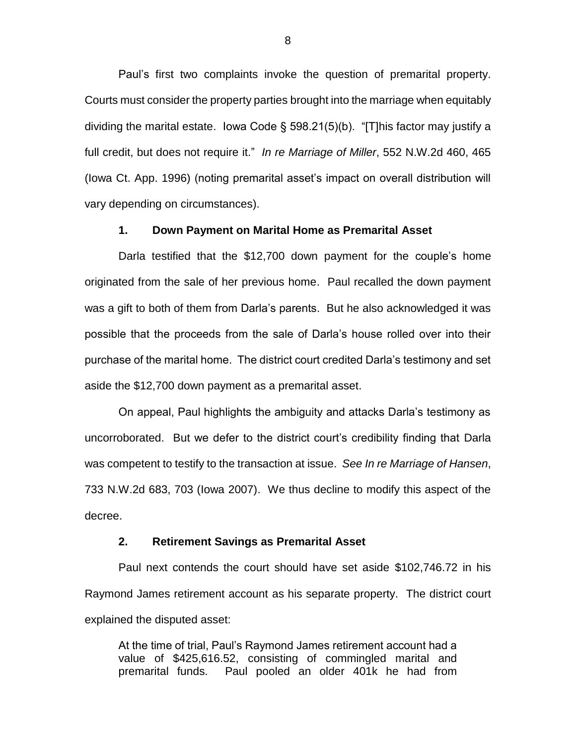Paul's first two complaints invoke the question of premarital property. Courts must consider the property parties brought into the marriage when equitably dividing the marital estate. Iowa Code § 598.21(5)(b). "[T]his factor may justify a full credit, but does not require it." *In re Marriage of Miller*, 552 N.W.2d 460, 465 (Iowa Ct. App. 1996) (noting premarital asset's impact on overall distribution will vary depending on circumstances).

### 1. Down Payment on Marital Home as Premarital Asset

Darla testified that the $12,700 down payment for the couple's home originated from the sale of her previous home. Paul recalled the down payment was a gift to both of them from Darla's parents. But he also acknowledged it was possible that the proceeds from the sale of Darla's house rolled over into their purchase of the marital home. The district court credited Darla's testimony and set aside the $12,700 down payment as a premarital asset.

On appeal, Paul highlights the ambiguity and attacks Darla's testimony as uncorroborated. But we defer to the district court's credibility finding that Darla was competent to testify to the transaction at issue. *See In re Marriage of Hansen*, 733 N.W.2d 683, 703 (Iowa 2007). We thus decline to modify this aspect of the decree.

### 2. Retirement Savings as Premarital Asset

Paul next contends the court should have set aside $102,746.72 in his Raymond James retirement account as his separate property. The district court explained the disputed asset:

> At the time of trial, Paul's Raymond James retirement account had a value of $425,616.52, consisting of commingled marital and premarital funds. Paul pooled an older 401k he had from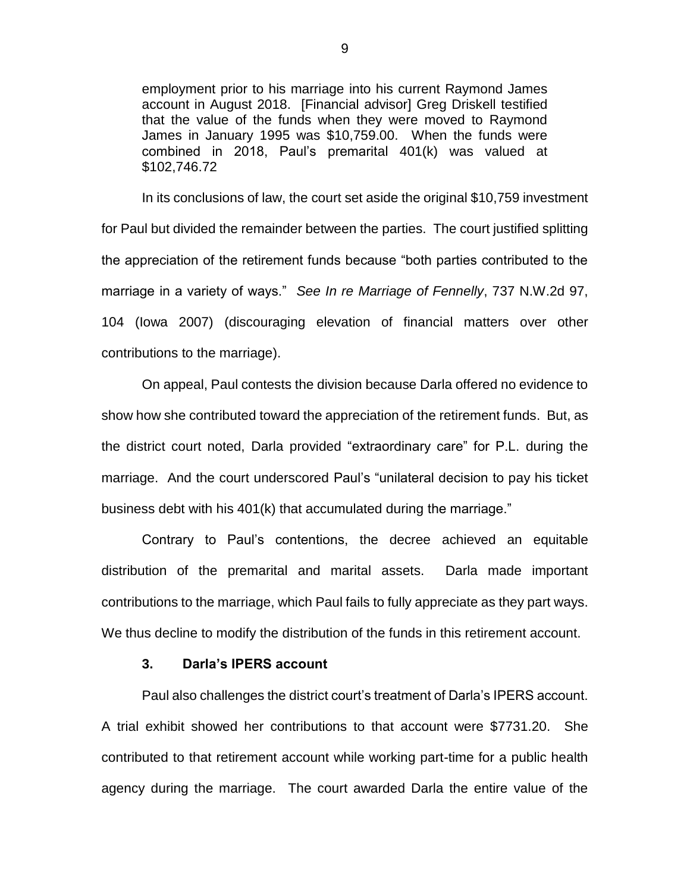> employment prior to his marriage into his current Raymond James account in August 2018. [Financial advisor] Greg Driskell testified that the value of the funds when they were moved to Raymond James in January 1995 was $10,759.00. When the funds were combined in 2018, Paul's premarital 401(k) was valued at $102,746.72

In its conclusions of law, the court set aside the original $10,759 investment for Paul but divided the remainder between the parties. The court justified splitting the appreciation of the retirement funds because "both parties contributed to the marriage in a variety of ways." *See In re Marriage of Fennelly*, 737 N.W.2d 97, 104 (Iowa 2007) (discouraging elevation of financial matters over other contributions to the marriage).

On appeal, Paul contests the division because Darla offered no evidence to show how she contributed toward the appreciation of the retirement funds. But, as the district court noted, Darla provided "extraordinary care" for P.L. during the marriage. And the court underscored Paul's "unilateral decision to pay his ticket business debt with his 401(k) that accumulated during the marriage."

Contrary to Paul's contentions, the decree achieved an equitable distribution of the premarital and marital assets. Darla made important contributions to the marriage, which Paul fails to fully appreciate as they part ways. We thus decline to modify the distribution of the funds in this retirement account.

### 3. Darla's IPERS account

Paul also challenges the district court's treatment of Darla's IPERS account. A trial exhibit showed her contributions to that account were $7731.20. She contributed to that retirement account while working part-time for a public health agency during the marriage. The court awarded Darla the entire value of the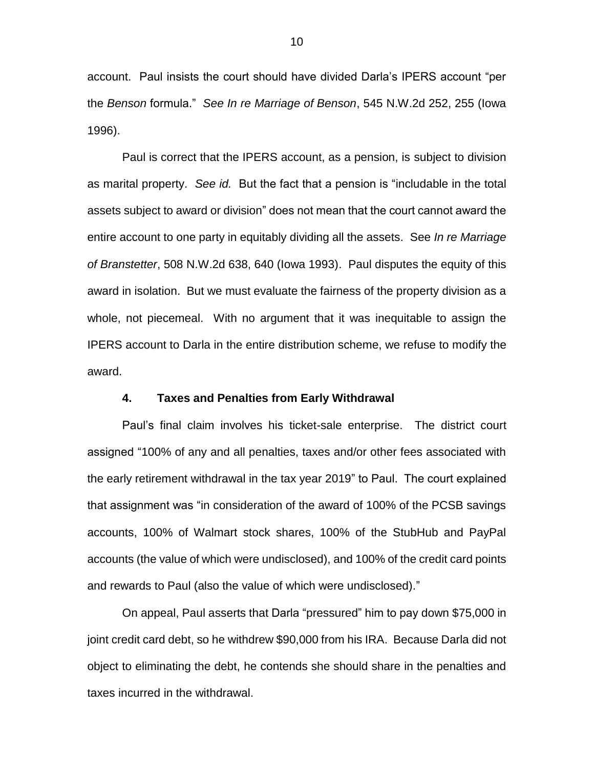account. Paul insists the court should have divided Darla's IPERS account "per the *Benson* formula." *See In re Marriage of Benson*, 545 N.W.2d 252, 255 (Iowa 1996).

Paul is correct that the IPERS account, as a pension, is subject to division as marital property. *See id.* But the fact that a pension is "includable in the total assets subject to award or division" does not mean that the court cannot award the entire account to one party in equitably dividing all the assets. See *In re Marriage of Branstetter*, 508 N.W.2d 638, 640 (Iowa 1993). Paul disputes the equity of this award in isolation. But we must evaluate the fairness of the property division as a whole, not piecemeal. With no argument that it was inequitable to assign the IPERS account to Darla in the entire distribution scheme, we refuse to modify the award.

### 4. Taxes and Penalties from Early Withdrawal

Paul's final claim involves his ticket-sale enterprise. The district court assigned "100% of any and all penalties, taxes and/or other fees associated with the early retirement withdrawal in the tax year 2019" to Paul. The court explained that assignment was "in consideration of the award of 100% of the PCSB savings accounts, 100% of Walmart stock shares, 100% of the StubHub and PayPal accounts (the value of which were undisclosed), and 100% of the credit card points and rewards to Paul (also the value of which were undisclosed)."

On appeal, Paul asserts that Darla "pressured" him to pay down $75,000 in joint credit card debt, so he withdrew $90,000 from his IRA. Because Darla did not object to eliminating the debt, he contends she should share in the penalties and taxes incurred in the withdrawal.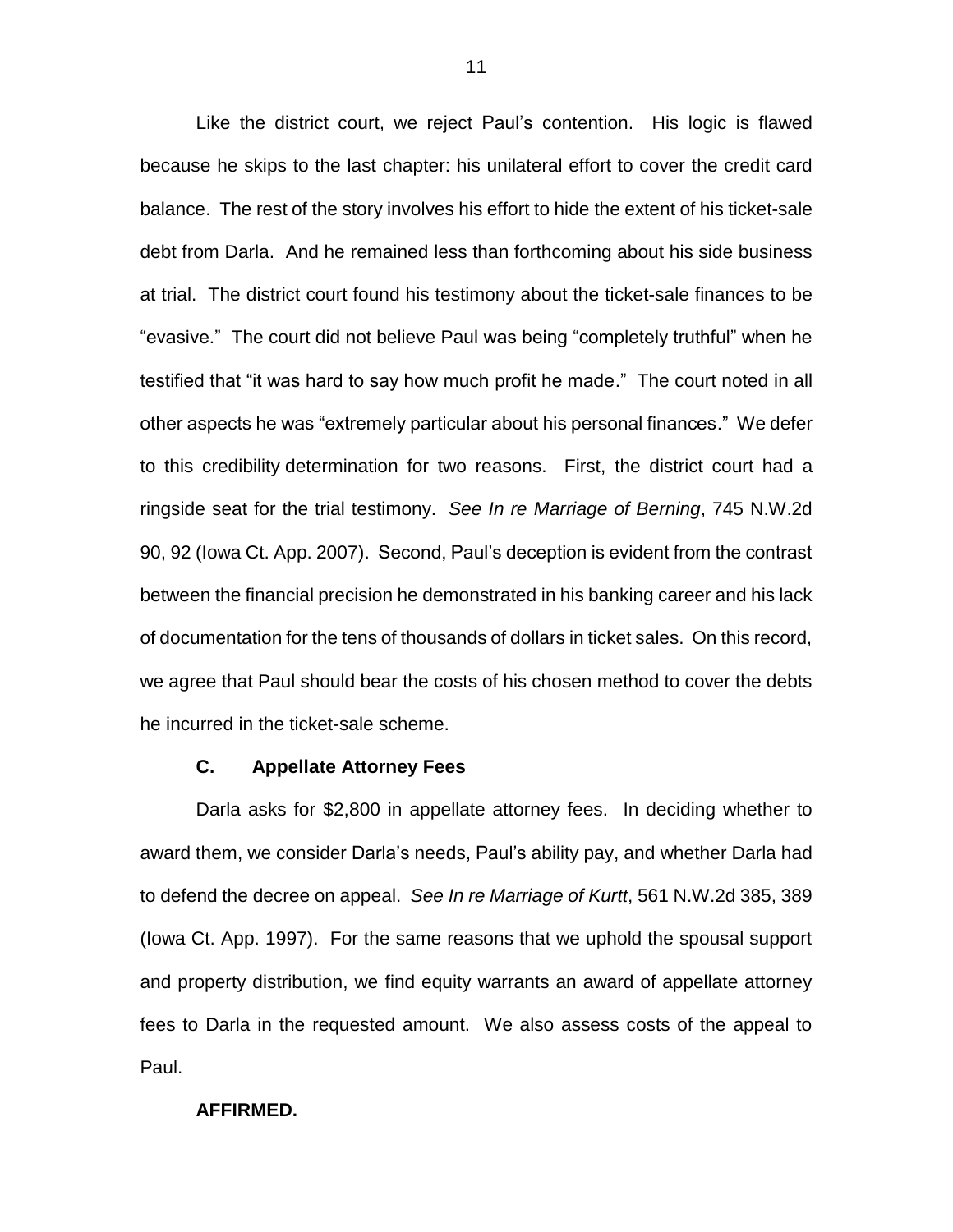Like the district court, we reject Paul's contention. His logic is flawed because he skips to the last chapter: his unilateral effort to cover the credit card balance. The rest of the story involves his effort to hide the extent of his ticket-sale debt from Darla. And he remained less than forthcoming about his side business at trial. The district court found his testimony about the ticket-sale finances to be "evasive." The court did not believe Paul was being "completely truthful" when he testified that "it was hard to say how much profit he made." The court noted in all other aspects he was "extremely particular about his personal finances." We defer to this credibility determination for two reasons. First, the district court had a ringside seat for the trial testimony. *See In re Marriage of Berning*, 745 N.W.2d 90, 92 (Iowa Ct. App. 2007). Second, Paul's deception is evident from the contrast between the financial precision he demonstrated in his banking career and his lack of documentation for the tens of thousands of dollars in ticket sales. On this record, we agree that Paul should bear the costs of his chosen method to cover the debts he incurred in the ticket-sale scheme.

### C. Appellate Attorney Fees

Darla asks for $2,800 in appellate attorney fees. In deciding whether to award them, we consider Darla's needs, Paul's ability pay, and whether Darla had to defend the decree on appeal. *See In re Marriage of Kurtt*, 561 N.W.2d 385, 389 (Iowa Ct. App. 1997). For the same reasons that we uphold the spousal support and property distribution, we find equity warrants an award of appellate attorney fees to Darla in the requested amount. We also assess costs of the appeal to Paul.

**AFFIRMED.**